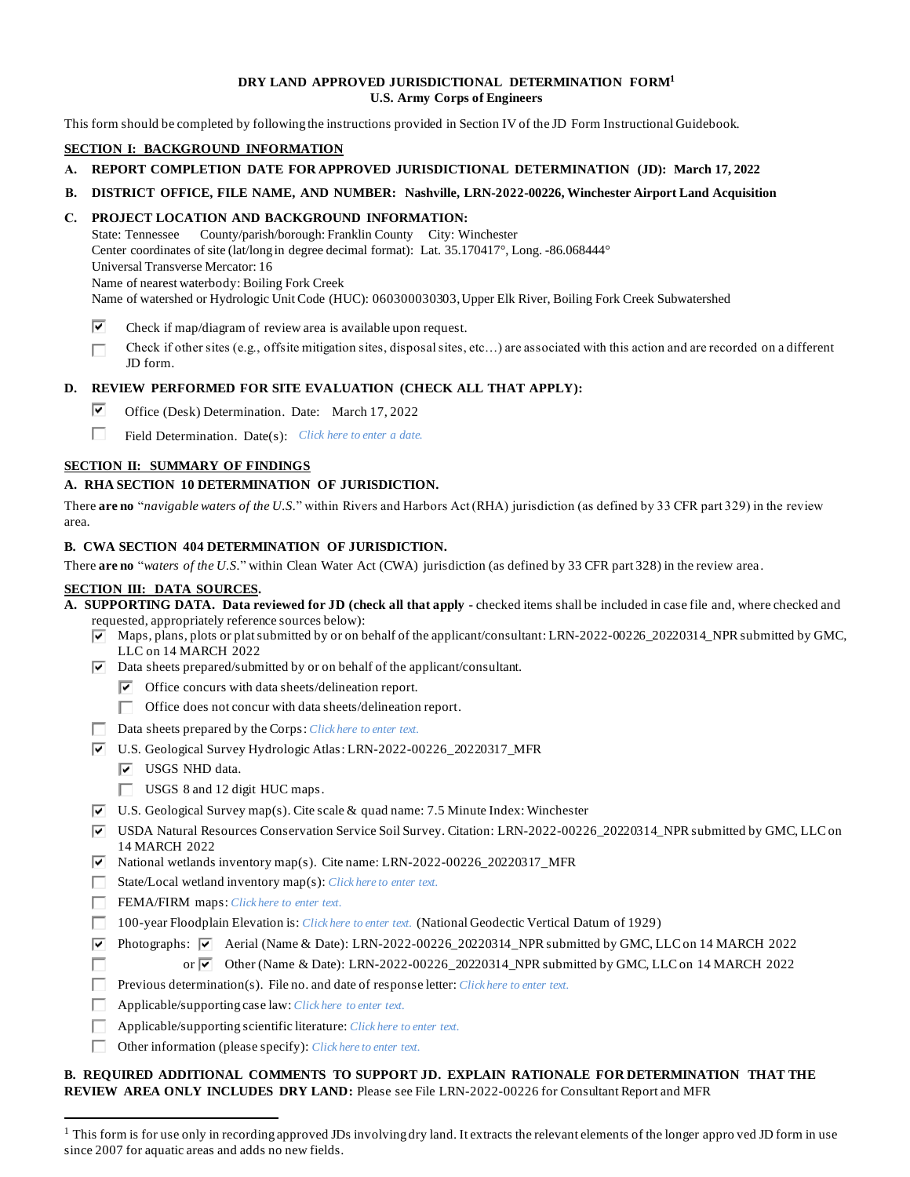# DRY LAND APPROVED JURISDICTIONAL DETERMINATION FORM[1]
## U.S. Army Corps of Engineers

This form should be completed by following the instructions provided in Section IV of the JD Form Instructional Guidebook.

## SECTION I: BACKGROUND INFORMATION

**A. REPORT COMPLETION DATE FOR APPROVED JURISDICTIONAL DETERMINATION (JD): March 17, 2022**

**B. DISTRICT OFFICE, FILE NAME, AND NUMBER: Nashville, LRN-2022-00226, Winchester Airport Land Acquisition**

**C. PROJECT LOCATION AND BACKGROUND INFORMATION:**

State: Tennessee County/parish/borough: Franklin County City: Winchester
Center coordinates of site (lat/long in degree decimal format): Lat. 35.170417°, Long. -86.068444°
Universal Transverse Mercator: 16
Name of nearest waterbody: Boiling Fork Creek
Name of watershed or Hydrologic Unit Code (HUC): 060300030303, Upper Elk River, Boiling Fork Creek Subwatershed

- [x] Check if map/diagram of review area is available upon request.
- [ ] Check if other sites (e.g., offsite mitigation sites, disposal sites, etc…) are associated with this action and are recorded on a different JD form.

**D. REVIEW PERFORMED FOR SITE EVALUATION (CHECK ALL THAT APPLY):**

- [x] Office (Desk) Determination. Date: March 17, 2022
- [ ] Field Determination. Date(s): *Click here to enter a date.*

## SECTION II: SUMMARY OF FINDINGS

### A. RHA SECTION 10 DETERMINATION OF JURISDICTION.

There **are no** "*navigable waters of the U.S.*" within Rivers and Harbors Act (RHA) jurisdiction (as defined by 33 CFR part 329) in the review area.

### B. CWA SECTION 404 DETERMINATION OF JURISDICTION.

There **are no** "*waters of the U.S.*" within Clean Water Act (CWA) jurisdiction (as defined by 33 CFR part 328) in the review area.

## SECTION III: DATA SOURCES.

**A. SUPPORTING DATA. Data reviewed for JD (check all that apply -** checked items shall be included in case file and, where checked and requested, appropriately reference sources below):

- [x] Maps, plans, plots or plat submitted by or on behalf of the applicant/consultant: LRN-2022-00226_20220314_NPR submitted by GMC, LLC on 14 MARCH 2022
- [x] Data sheets prepared/submitted by or on behalf of the applicant/consultant.
  - [x] Office concurs with data sheets/delineation report.
  - [ ] Office does not concur with data sheets/delineation report.
- [ ] Data sheets prepared by the Corps: *Click here to enter text.*
- [x] U.S. Geological Survey Hydrologic Atlas: LRN-2022-00226_20220317_MFR
  - [x] USGS NHD data.
  - [ ] USGS 8 and 12 digit HUC maps.
- [x] U.S. Geological Survey map(s). Cite scale & quad name: 7.5 Minute Index: Winchester
- [x] USDA Natural Resources Conservation Service Soil Survey. Citation: LRN-2022-00226_20220314_NPR submitted by GMC, LLC on 14 MARCH 2022
- [x] National wetlands inventory map(s). Cite name: LRN-2022-00226_20220317_MFR
- [ ] State/Local wetland inventory map(s): *Click here to enter text.*
- [ ] FEMA/FIRM maps: *Click here to enter text.*
- [ ] 100-year Floodplain Elevation is: *Click here to enter text.* (National Geodectic Vertical Datum of 1929)
- [x] Photographs: [x] Aerial (Name & Date): LRN-2022-00226_20220314_NPR submitted by GMC, LLC on 14 MARCH 2022
- [ ] or [x] Other (Name & Date): LRN-2022-00226_20220314_NPR submitted by GMC, LLC on 14 MARCH 2022
- [ ] Previous determination(s). File no. and date of response letter: *Click here to enter text.*
- [ ] Applicable/supporting case law: *Click here to enter text.*
- [ ] Applicable/supporting scientific literature: *Click here to enter text.*
- [ ] Other information (please specify): *Click here to enter text.*

**B. REQUIRED ADDITIONAL COMMENTS TO SUPPORT JD. EXPLAIN RATIONALE FOR DETERMINATION THAT THE REVIEW AREA ONLY INCLUDES DRY LAND:** Please see File LRN-2022-00226 for Consultant Report and MFR

---

[1] This form is for use only in recording approved JDs involving dry land. It extracts the relevant elements of the longer approved JD form in use since 2007 for aquatic areas and adds no new fields.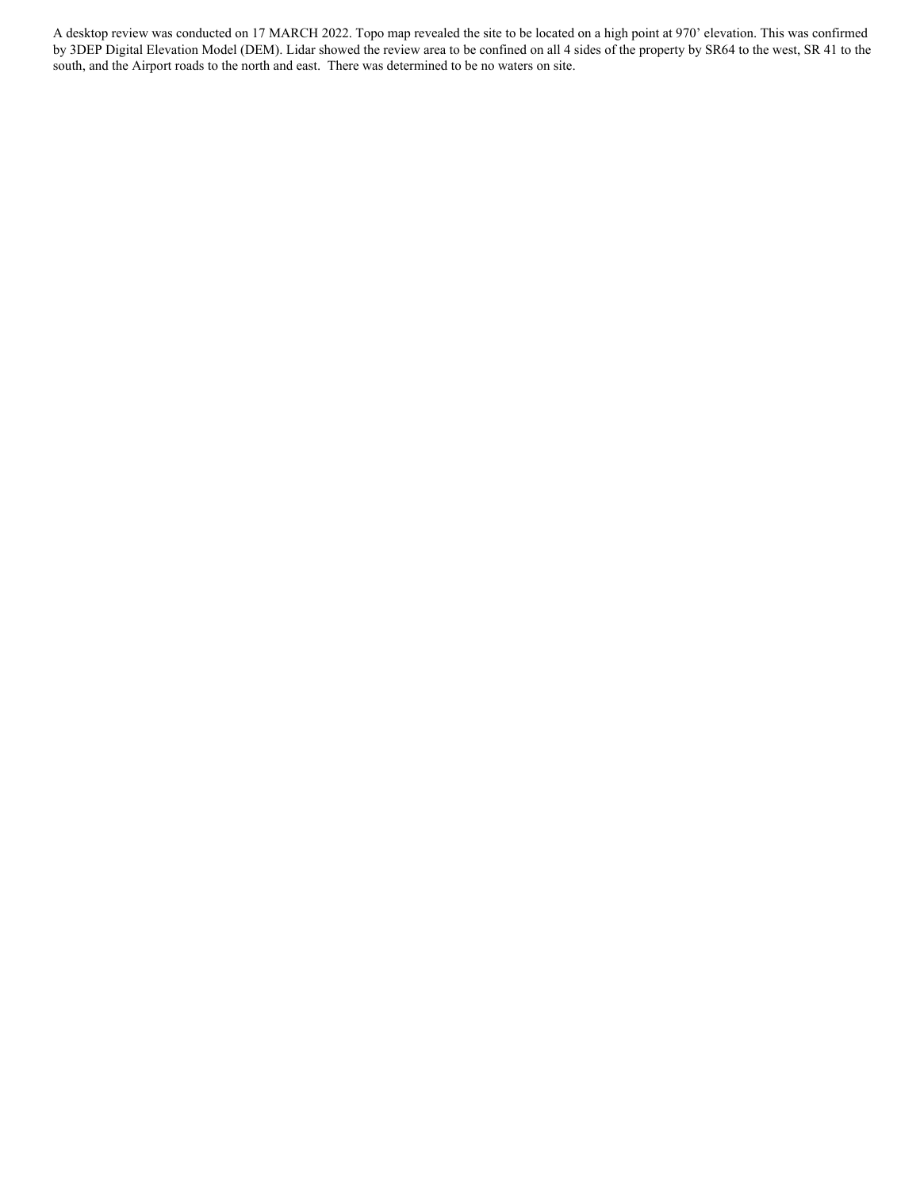A desktop review was conducted on 17 MARCH 2022. Topo map revealed the site to be located on a high point at 970' elevation. This was confirmed by 3DEP Digital Elevation Model (DEM). Lidar showed the review area to be confined on all 4 sides of the property by SR64 to the west, SR 41 to the south, and the Airport roads to the north and east. There was determined to be no waters on site.